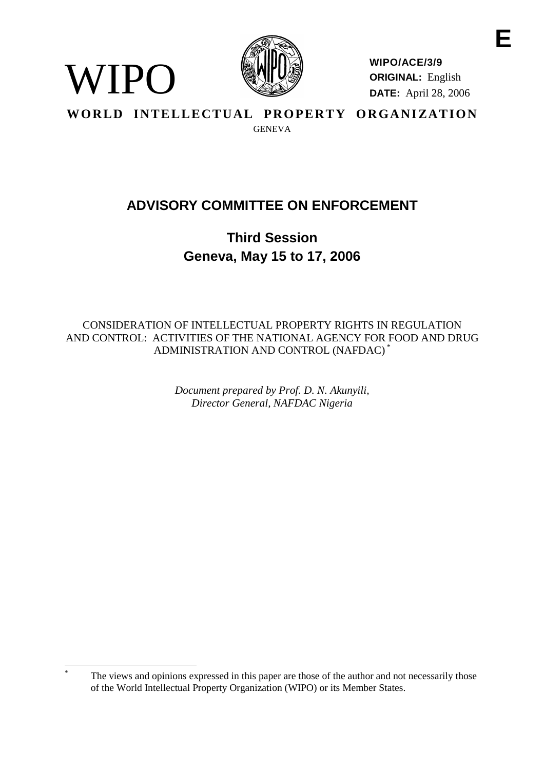WIPO

**WIPO/ACE/3/9**
**ORIGINAL:** English
**DATE:** April 28, 2006

**WORLD INTELLECTUAL PROPERTY ORGANIZATION**
GENEVA

# ADVISORY COMMITTEE ON ENFORCEMENT

## Third Session
## Geneva, May 15 to 17, 2006

CONSIDERATION OF INTELLECTUAL PROPERTY RIGHTS IN REGULATION AND CONTROL: ACTIVITIES OF THE NATIONAL AGENCY FOR FOOD AND DRUG ADMINISTRATION AND CONTROL (NAFDAC) *

*Document prepared by Prof. D. N. Akunyili, Director General, NAFDAC Nigeria*

---

\* The views and opinions expressed in this paper are those of the author and not necessarily those of the World Intellectual Property Organization (WIPO) or its Member States.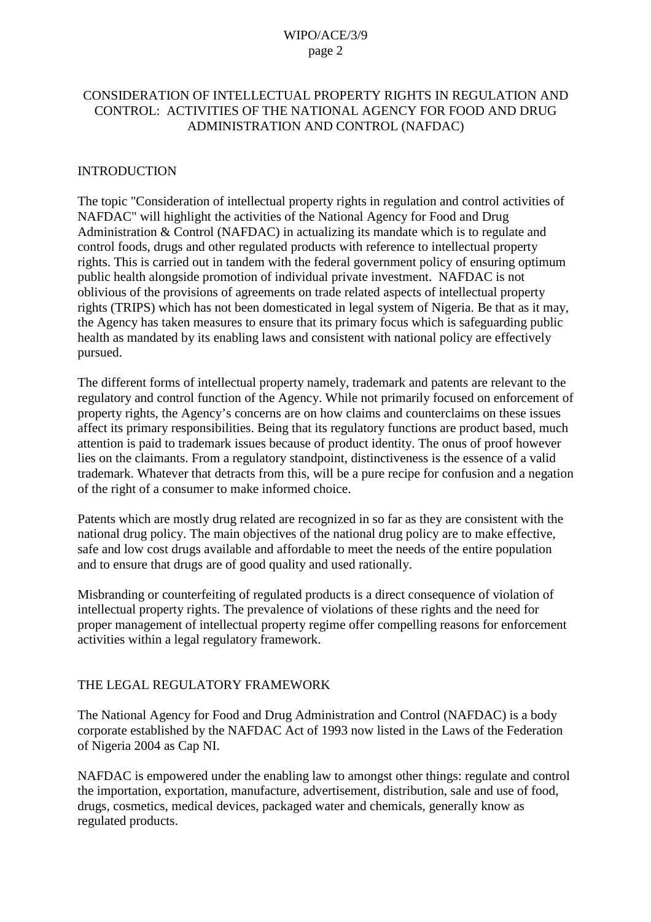# CONSIDERATION OF INTELLECTUAL PROPERTY RIGHTS IN REGULATION AND CONTROL: ACTIVITIES OF THE NATIONAL AGENCY FOR FOOD AND DRUG ADMINISTRATION AND CONTROL (NAFDAC)

## INTRODUCTION

The topic "Consideration of intellectual property rights in regulation and control activities of NAFDAC" will highlight the activities of the National Agency for Food and Drug Administration & Control (NAFDAC) in actualizing its mandate which is to regulate and control foods, drugs and other regulated products with reference to intellectual property rights. This is carried out in tandem with the federal government policy of ensuring optimum public health alongside promotion of individual private investment. NAFDAC is not oblivious of the provisions of agreements on trade related aspects of intellectual property rights (TRIPS) which has not been domesticated in legal system of Nigeria. Be that as it may, the Agency has taken measures to ensure that its primary focus which is safeguarding public health as mandated by its enabling laws and consistent with national policy are effectively pursued.

The different forms of intellectual property namely, trademark and patents are relevant to the regulatory and control function of the Agency. While not primarily focused on enforcement of property rights, the Agency's concerns are on how claims and counterclaims on these issues affect its primary responsibilities. Being that its regulatory functions are product based, much attention is paid to trademark issues because of product identity. The onus of proof however lies on the claimants. From a regulatory standpoint, distinctiveness is the essence of a valid trademark. Whatever that detracts from this, will be a pure recipe for confusion and a negation of the right of a consumer to make informed choice.

Patents which are mostly drug related are recognized in so far as they are consistent with the national drug policy. The main objectives of the national drug policy are to make effective, safe and low cost drugs available and affordable to meet the needs of the entire population and to ensure that drugs are of good quality and used rationally.

Misbranding or counterfeiting of regulated products is a direct consequence of violation of intellectual property rights. The prevalence of violations of these rights and the need for proper management of intellectual property regime offer compelling reasons for enforcement activities within a legal regulatory framework.

## THE LEGAL REGULATORY FRAMEWORK

The National Agency for Food and Drug Administration and Control (NAFDAC) is a body corporate established by the NAFDAC Act of 1993 now listed in the Laws of the Federation of Nigeria 2004 as Cap NI.

NAFDAC is empowered under the enabling law to amongst other things: regulate and control the importation, exportation, manufacture, advertisement, distribution, sale and use of food, drugs, cosmetics, medical devices, packaged water and chemicals, generally know as regulated products.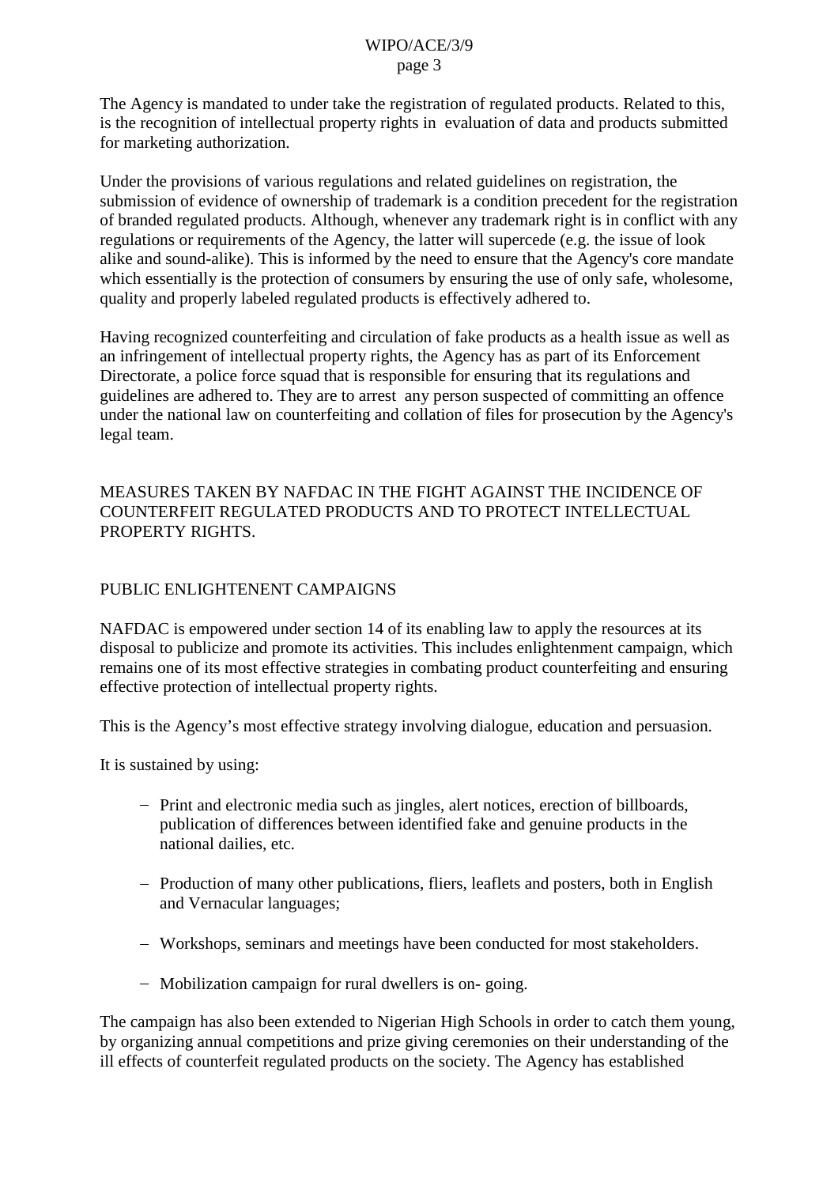The Agency is mandated to under take the registration of regulated products. Related to this, is the recognition of intellectual property rights in evaluation of data and products submitted for marketing authorization.

Under the provisions of various regulations and related guidelines on registration, the submission of evidence of ownership of trademark is a condition precedent for the registration of branded regulated products. Although, whenever any trademark right is in conflict with any regulations or requirements of the Agency, the latter will supercede (e.g. the issue of look alike and sound-alike). This is informed by the need to ensure that the Agency's core mandate which essentially is the protection of consumers by ensuring the use of only safe, wholesome, quality and properly labeled regulated products is effectively adhered to.

Having recognized counterfeiting and circulation of fake products as a health issue as well as an infringement of intellectual property rights, the Agency has as part of its Enforcement Directorate, a police force squad that is responsible for ensuring that its regulations and guidelines are adhered to. They are to arrest any person suspected of committing an offence under the national law on counterfeiting and collation of files for prosecution by the Agency's legal team.

## MEASURES TAKEN BY NAFDAC IN THE FIGHT AGAINST THE INCIDENCE OF COUNTERFEIT REGULATED PRODUCTS AND TO PROTECT INTELLECTUAL PROPERTY RIGHTS.

### PUBLIC ENLIGHTENENT CAMPAIGNS

NAFDAC is empowered under section 14 of its enabling law to apply the resources at its disposal to publicize and promote its activities. This includes enlightenment campaign, which remains one of its most effective strategies in combating product counterfeiting and ensuring effective protection of intellectual property rights.

This is the Agency's most effective strategy involving dialogue, education and persuasion.

It is sustained by using:

- Print and electronic media such as jingles, alert notices, erection of billboards, publication of differences between identified fake and genuine products in the national dailies, etc.
- Production of many other publications, fliers, leaflets and posters, both in English and Vernacular languages;
- Workshops, seminars and meetings have been conducted for most stakeholders.
- Mobilization campaign for rural dwellers is on- going.

The campaign has also been extended to Nigerian High Schools in order to catch them young, by organizing annual competitions and prize giving ceremonies on their understanding of the ill effects of counterfeit regulated products on the society. The Agency has established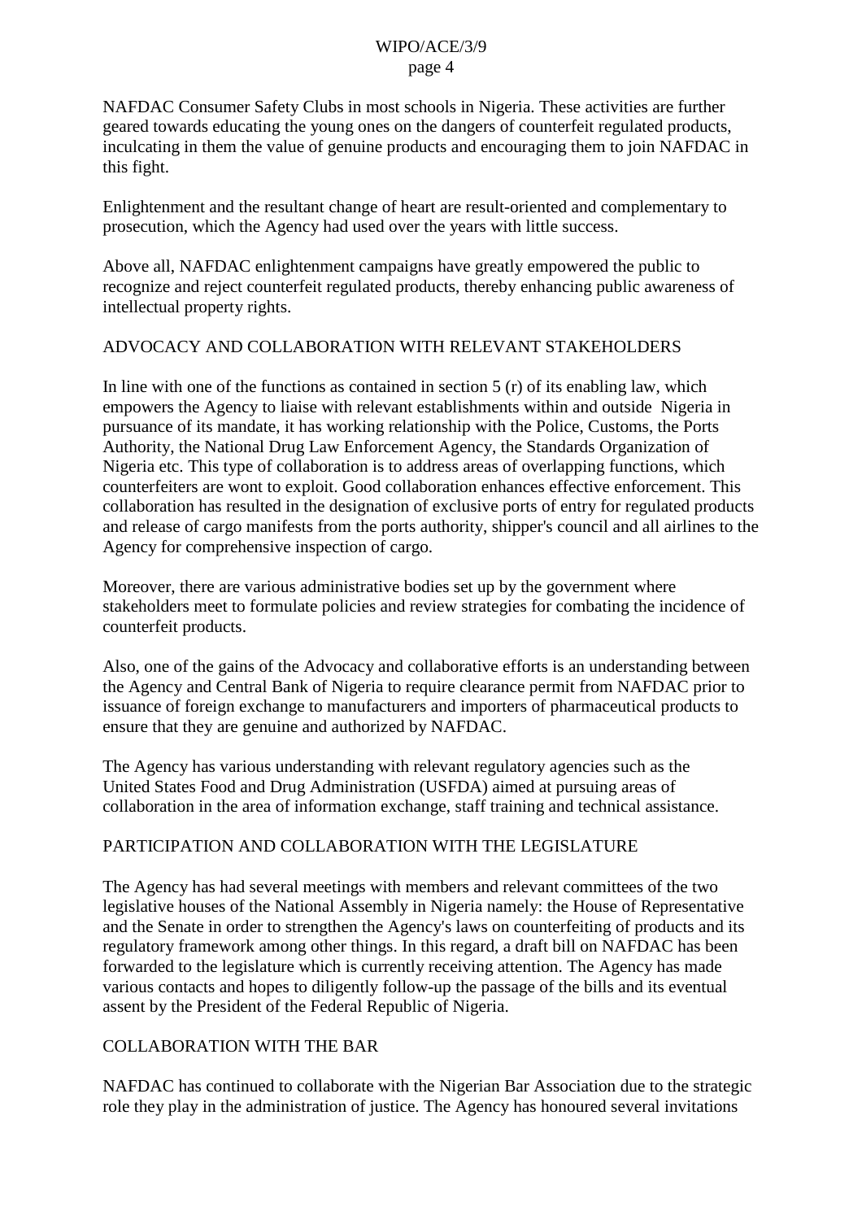NAFDAC Consumer Safety Clubs in most schools in Nigeria. These activities are further geared towards educating the young ones on the dangers of counterfeit regulated products, inculcating in them the value of genuine products and encouraging them to join NAFDAC in this fight.

Enlightenment and the resultant change of heart are result-oriented and complementary to prosecution, which the Agency had used over the years with little success.

Above all, NAFDAC enlightenment campaigns have greatly empowered the public to recognize and reject counterfeit regulated products, thereby enhancing public awareness of intellectual property rights.

## ADVOCACY AND COLLABORATION WITH RELEVANT STAKEHOLDERS

In line with one of the functions as contained in section 5 (r) of its enabling law, which empowers the Agency to liaise with relevant establishments within and outside Nigeria in pursuance of its mandate, it has working relationship with the Police, Customs, the Ports Authority, the National Drug Law Enforcement Agency, the Standards Organization of Nigeria etc. This type of collaboration is to address areas of overlapping functions, which counterfeiters are wont to exploit. Good collaboration enhances effective enforcement. This collaboration has resulted in the designation of exclusive ports of entry for regulated products and release of cargo manifests from the ports authority, shipper's council and all airlines to the Agency for comprehensive inspection of cargo.

Moreover, there are various administrative bodies set up by the government where stakeholders meet to formulate policies and review strategies for combating the incidence of counterfeit products.

Also, one of the gains of the Advocacy and collaborative efforts is an understanding between the Agency and Central Bank of Nigeria to require clearance permit from NAFDAC prior to issuance of foreign exchange to manufacturers and importers of pharmaceutical products to ensure that they are genuine and authorized by NAFDAC.

The Agency has various understanding with relevant regulatory agencies such as the United States Food and Drug Administration (USFDA) aimed at pursuing areas of collaboration in the area of information exchange, staff training and technical assistance.

## PARTICIPATION AND COLLABORATION WITH THE LEGISLATURE

The Agency has had several meetings with members and relevant committees of the two legislative houses of the National Assembly in Nigeria namely: the House of Representative and the Senate in order to strengthen the Agency's laws on counterfeiting of products and its regulatory framework among other things. In this regard, a draft bill on NAFDAC has been forwarded to the legislature which is currently receiving attention. The Agency has made various contacts and hopes to diligently follow-up the passage of the bills and its eventual assent by the President of the Federal Republic of Nigeria.

## COLLABORATION WITH THE BAR

NAFDAC has continued to collaborate with the Nigerian Bar Association due to the strategic role they play in the administration of justice. The Agency has honoured several invitations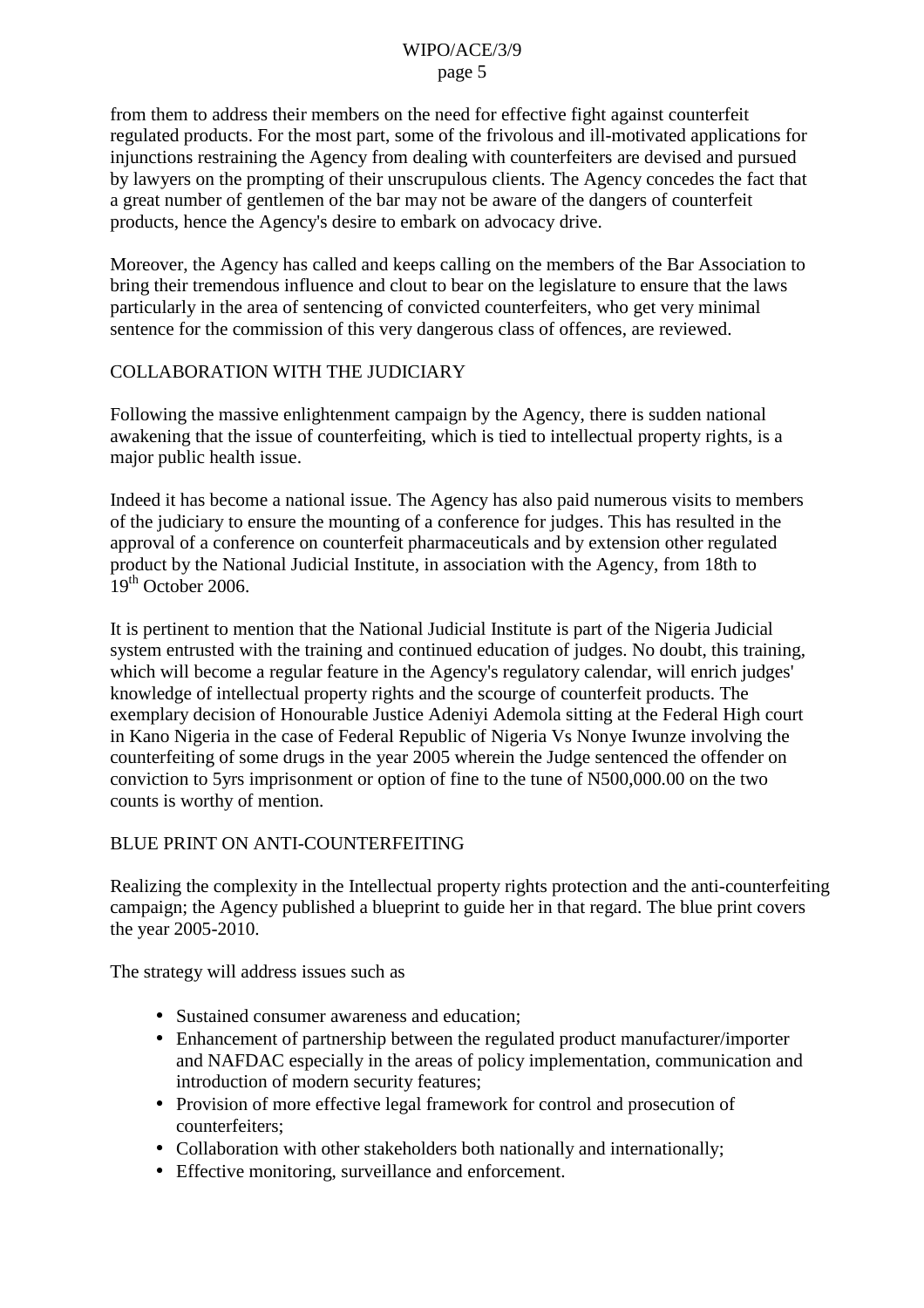from them to address their members on the need for effective fight against counterfeit regulated products. For the most part, some of the frivolous and ill-motivated applications for injunctions restraining the Agency from dealing with counterfeiters are devised and pursued by lawyers on the prompting of their unscrupulous clients. The Agency concedes the fact that a great number of gentlemen of the bar may not be aware of the dangers of counterfeit products, hence the Agency's desire to embark on advocacy drive.

Moreover, the Agency has called and keeps calling on the members of the Bar Association to bring their tremendous influence and clout to bear on the legislature to ensure that the laws particularly in the area of sentencing of convicted counterfeiters, who get very minimal sentence for the commission of this very dangerous class of offences, are reviewed.

## COLLABORATION WITH THE JUDICIARY

Following the massive enlightenment campaign by the Agency, there is sudden national awakening that the issue of counterfeiting, which is tied to intellectual property rights, is a major public health issue.

Indeed it has become a national issue. The Agency has also paid numerous visits to members of the judiciary to ensure the mounting of a conference for judges. This has resulted in the approval of a conference on counterfeit pharmaceuticals and by extension other regulated product by the National Judicial Institute, in association with the Agency, from 18th to 19th October 2006.

It is pertinent to mention that the National Judicial Institute is part of the Nigeria Judicial system entrusted with the training and continued education of judges. No doubt, this training, which will become a regular feature in the Agency's regulatory calendar, will enrich judges' knowledge of intellectual property rights and the scourge of counterfeit products. The exemplary decision of Honourable Justice Adeniyi Ademola sitting at the Federal High court in Kano Nigeria in the case of Federal Republic of Nigeria Vs Nonye Iwunze involving the counterfeiting of some drugs in the year 2005 wherein the Judge sentenced the offender on conviction to 5yrs imprisonment or option of fine to the tune of N500,000.00 on the two counts is worthy of mention.

## BLUE PRINT ON ANTI-COUNTERFEITING

Realizing the complexity in the Intellectual property rights protection and the anti-counterfeiting campaign; the Agency published a blueprint to guide her in that regard. The blue print covers the year 2005-2010.

The strategy will address issues such as

- Sustained consumer awareness and education;
- Enhancement of partnership between the regulated product manufacturer/importer and NAFDAC especially in the areas of policy implementation, communication and introduction of modern security features;
- Provision of more effective legal framework for control and prosecution of counterfeiters;
- Collaboration with other stakeholders both nationally and internationally;
- Effective monitoring, surveillance and enforcement.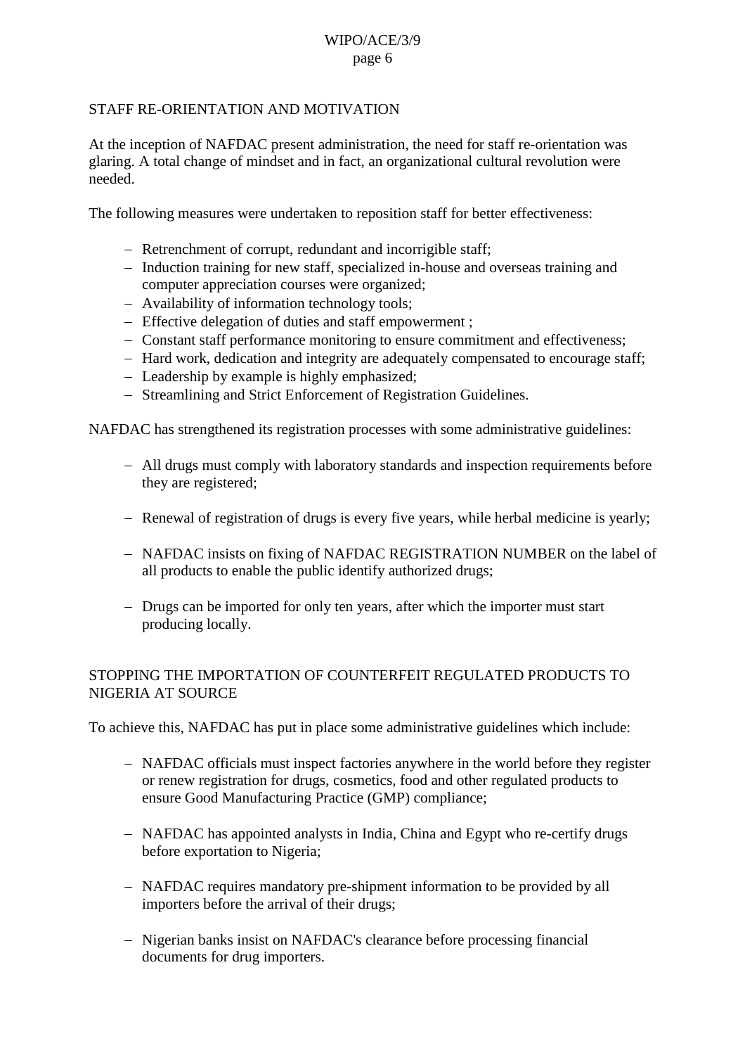## STAFF RE-ORIENTATION AND MOTIVATION

At the inception of NAFDAC present administration, the need for staff re-orientation was glaring. A total change of mindset and in fact, an organizational cultural revolution were needed.

The following measures were undertaken to reposition staff for better effectiveness:

- Retrenchment of corrupt, redundant and incorrigible staff;
- Induction training for new staff, specialized in-house and overseas training and computer appreciation courses were organized;
- Availability of information technology tools;
- Effective delegation of duties and staff empowerment ;
- Constant staff performance monitoring to ensure commitment and effectiveness;
- Hard work, dedication and integrity are adequately compensated to encourage staff;
- Leadership by example is highly emphasized;
- Streamlining and Strict Enforcement of Registration Guidelines.

NAFDAC has strengthened its registration processes with some administrative guidelines:

- All drugs must comply with laboratory standards and inspection requirements before they are registered;
- Renewal of registration of drugs is every five years, while herbal medicine is yearly;
- NAFDAC insists on fixing of NAFDAC REGISTRATION NUMBER on the label of all products to enable the public identify authorized drugs;
- Drugs can be imported for only ten years, after which the importer must start producing locally.

## STOPPING THE IMPORTATION OF COUNTERFEIT REGULATED PRODUCTS TO NIGERIA AT SOURCE

To achieve this, NAFDAC has put in place some administrative guidelines which include:

- NAFDAC officials must inspect factories anywhere in the world before they register or renew registration for drugs, cosmetics, food and other regulated products to ensure Good Manufacturing Practice (GMP) compliance;
- NAFDAC has appointed analysts in India, China and Egypt who re-certify drugs before exportation to Nigeria;
- NAFDAC requires mandatory pre-shipment information to be provided by all importers before the arrival of their drugs;
- Nigerian banks insist on NAFDAC's clearance before processing financial documents for drug importers.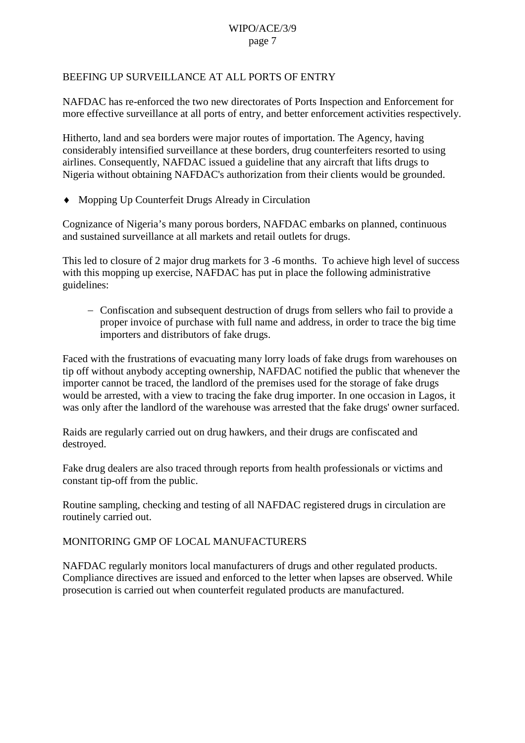## BEEFING UP SURVEILLANCE AT ALL PORTS OF ENTRY

NAFDAC has re-enforced the two new directorates of Ports Inspection and Enforcement for more effective surveillance at all ports of entry, and better enforcement activities respectively.

Hitherto, land and sea borders were major routes of importation. The Agency, having considerably intensified surveillance at these borders, drug counterfeiters resorted to using airlines. Consequently, NAFDAC issued a guideline that any aircraft that lifts drugs to Nigeria without obtaining NAFDAC's authorization from their clients would be grounded.

- Mopping Up Counterfeit Drugs Already in Circulation

Cognizance of Nigeria's many porous borders, NAFDAC embarks on planned, continuous and sustained surveillance at all markets and retail outlets for drugs.

This led to closure of 2 major drug markets for 3 -6 months. To achieve high level of success with this mopping up exercise, NAFDAC has put in place the following administrative guidelines:

- Confiscation and subsequent destruction of drugs from sellers who fail to provide a proper invoice of purchase with full name and address, in order to trace the big time importers and distributors of fake drugs.

Faced with the frustrations of evacuating many lorry loads of fake drugs from warehouses on tip off without anybody accepting ownership, NAFDAC notified the public that whenever the importer cannot be traced, the landlord of the premises used for the storage of fake drugs would be arrested, with a view to tracing the fake drug importer. In one occasion in Lagos, it was only after the landlord of the warehouse was arrested that the fake drugs' owner surfaced.

Raids are regularly carried out on drug hawkers, and their drugs are confiscated and destroyed.

Fake drug dealers are also traced through reports from health professionals or victims and constant tip-off from the public.

Routine sampling, checking and testing of all NAFDAC registered drugs in circulation are routinely carried out.

## MONITORING GMP OF LOCAL MANUFACTURERS

NAFDAC regularly monitors local manufacturers of drugs and other regulated products. Compliance directives are issued and enforced to the letter when lapses are observed. While prosecution is carried out when counterfeit regulated products are manufactured.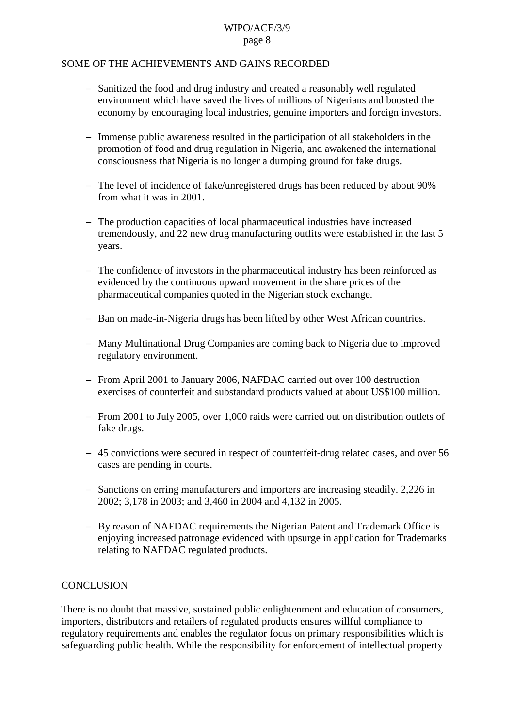## SOME OF THE ACHIEVEMENTS AND GAINS RECORDED

- Sanitized the food and drug industry and created a reasonably well regulated environment which have saved the lives of millions of Nigerians and boosted the economy by encouraging local industries, genuine importers and foreign investors.
- Immense public awareness resulted in the participation of all stakeholders in the promotion of food and drug regulation in Nigeria, and awakened the international consciousness that Nigeria is no longer a dumping ground for fake drugs.
- The level of incidence of fake/unregistered drugs has been reduced by about 90% from what it was in 2001.
- The production capacities of local pharmaceutical industries have increased tremendously, and 22 new drug manufacturing outfits were established in the last 5 years.
- The confidence of investors in the pharmaceutical industry has been reinforced as evidenced by the continuous upward movement in the share prices of the pharmaceutical companies quoted in the Nigerian stock exchange.
- Ban on made-in-Nigeria drugs has been lifted by other West African countries.
- Many Multinational Drug Companies are coming back to Nigeria due to improved regulatory environment.
- From April 2001 to January 2006, NAFDAC carried out over 100 destruction exercises of counterfeit and substandard products valued at about US$100 million.
- From 2001 to July 2005, over 1,000 raids were carried out on distribution outlets of fake drugs.
- 45 convictions were secured in respect of counterfeit-drug related cases, and over 56 cases are pending in courts.
- Sanctions on erring manufacturers and importers are increasing steadily. 2,226 in 2002; 3,178 in 2003; and 3,460 in 2004 and 4,132 in 2005.
- By reason of NAFDAC requirements the Nigerian Patent and Trademark Office is enjoying increased patronage evidenced with upsurge in application for Trademarks relating to NAFDAC regulated products.

## CONCLUSION

There is no doubt that massive, sustained public enlightenment and education of consumers, importers, distributors and retailers of regulated products ensures willful compliance to regulatory requirements and enables the regulator focus on primary responsibilities which is safeguarding public health. While the responsibility for enforcement of intellectual property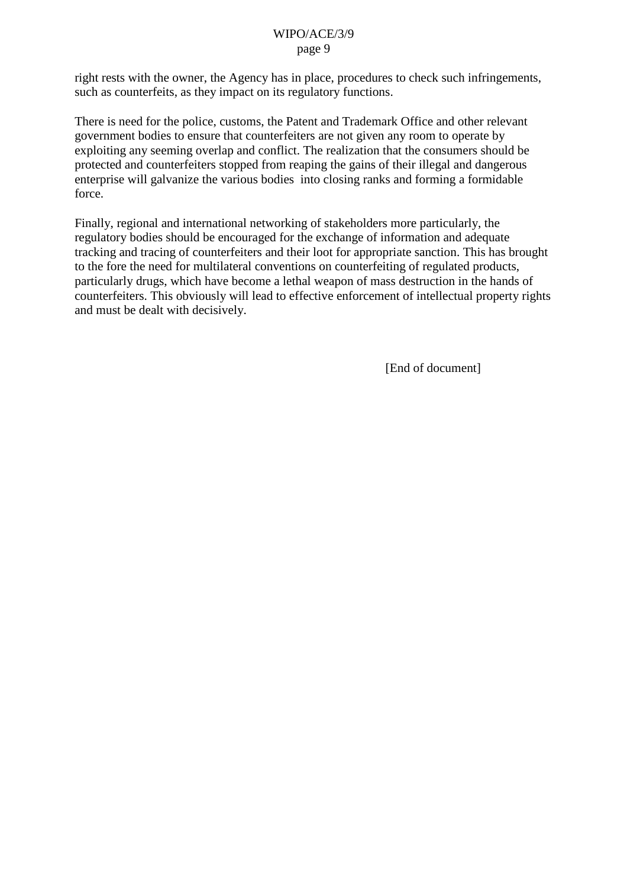right rests with the owner, the Agency has in place, procedures to check such infringements, such as counterfeits, as they impact on its regulatory functions.

There is need for the police, customs, the Patent and Trademark Office and other relevant government bodies to ensure that counterfeiters are not given any room to operate by exploiting any seeming overlap and conflict. The realization that the consumers should be protected and counterfeiters stopped from reaping the gains of their illegal and dangerous enterprise will galvanize the various bodies into closing ranks and forming a formidable force.

Finally, regional and international networking of stakeholders more particularly, the regulatory bodies should be encouraged for the exchange of information and adequate tracking and tracing of counterfeiters and their loot for appropriate sanction. This has brought to the fore the need for multilateral conventions on counterfeiting of regulated products, particularly drugs, which have become a lethal weapon of mass destruction in the hands of counterfeiters. This obviously will lead to effective enforcement of intellectual property rights and must be dealt with decisively.

[End of document]